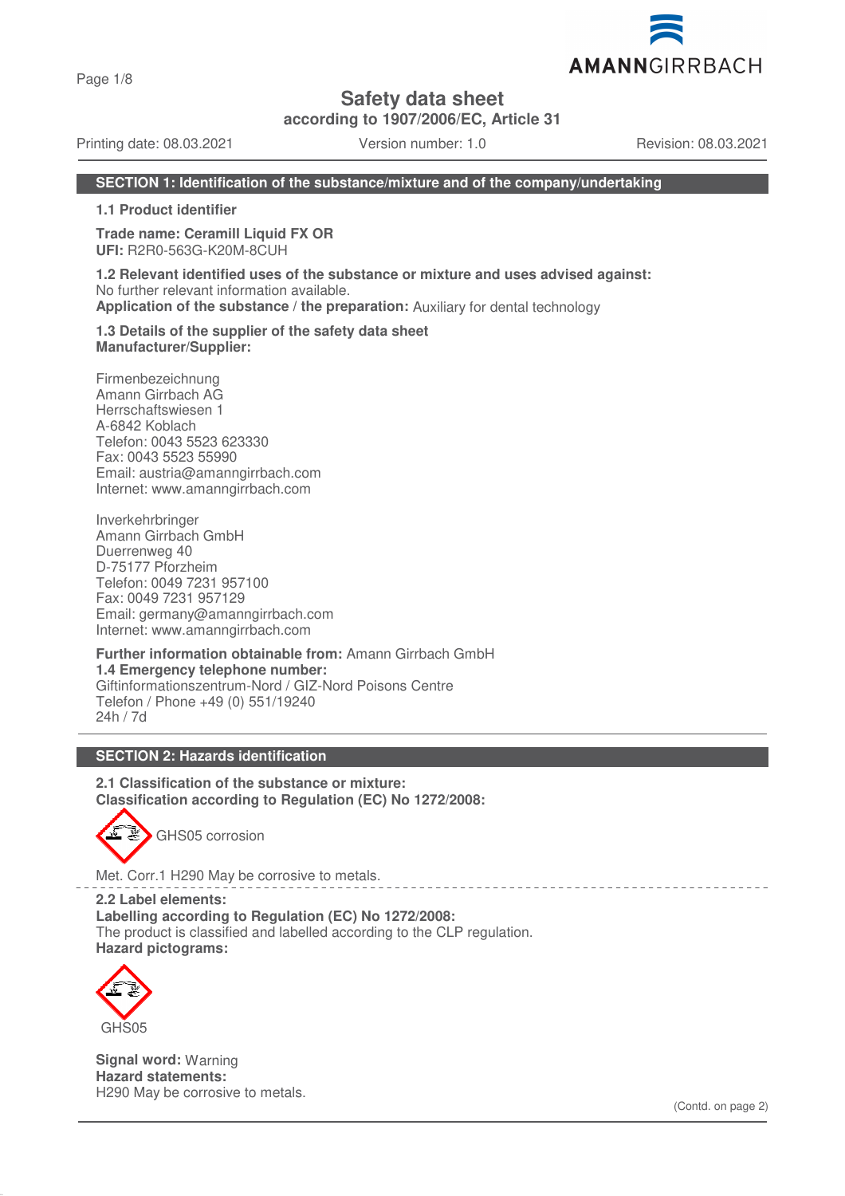# Safety data sheet

**according to 1907/2006/EC, Article 31**

Printing date: 08.03.2021 Version number: 1.0 Revision: 08.03.2021

## SECTION 1: Identification of the substance/mixture and of the company/undertaking

**1.1 Product identifier**

**Trade name: Ceramill Liquid FX OR**
**UFI:** R2R0-563G-K20M-8CUH

**1.2 Relevant identified uses of the substance or mixture and uses advised against:**
No further relevant information available.
**Application of the substance / the preparation:** Auxiliary for dental technology

**1.3 Details of the supplier of the safety data sheet**
**Manufacturer/Supplier:**

Firmenbezeichnung
Amann Girrbach AG
Herrschaftswiesen 1
A-6842 Koblach
Telefon: 0043 5523 623330
Fax: 0043 5523 55990
Email: austria@amanngirrbach.com
Internet: www.amanngirrbach.com

Inverkehrbringer
Amann Girrbach GmbH
Duerrenweg 40
D-75177 Pforzheim
Telefon: 0049 7231 957100
Fax: 0049 7231 957129
Email: germany@amanngirrbach.com
Internet: www.amanngirrbach.com

**Further information obtainable from:** Amann Girrbach GmbH
**1.4 Emergency telephone number:**
Giftinformationszentrum-Nord / GIZ-Nord Poisons Centre
Telefon / Phone +49 (0) 551/19240
24h / 7d

## SECTION 2: Hazards identification

**2.1 Classification of the substance or mixture:**
**Classification according to Regulation (EC) No 1272/2008:**

GHS05 corrosion

Met. Corr.1 H290 May be corrosive to metals.

**2.2 Label elements:**
**Labelling according to Regulation (EC) No 1272/2008:**
The product is classified and labelled according to the CLP regulation.
**Hazard pictograms:**

GHS05

**Signal word:** Warning
**Hazard statements:**
H290 May be corrosive to metals.

(Contd. on page 2)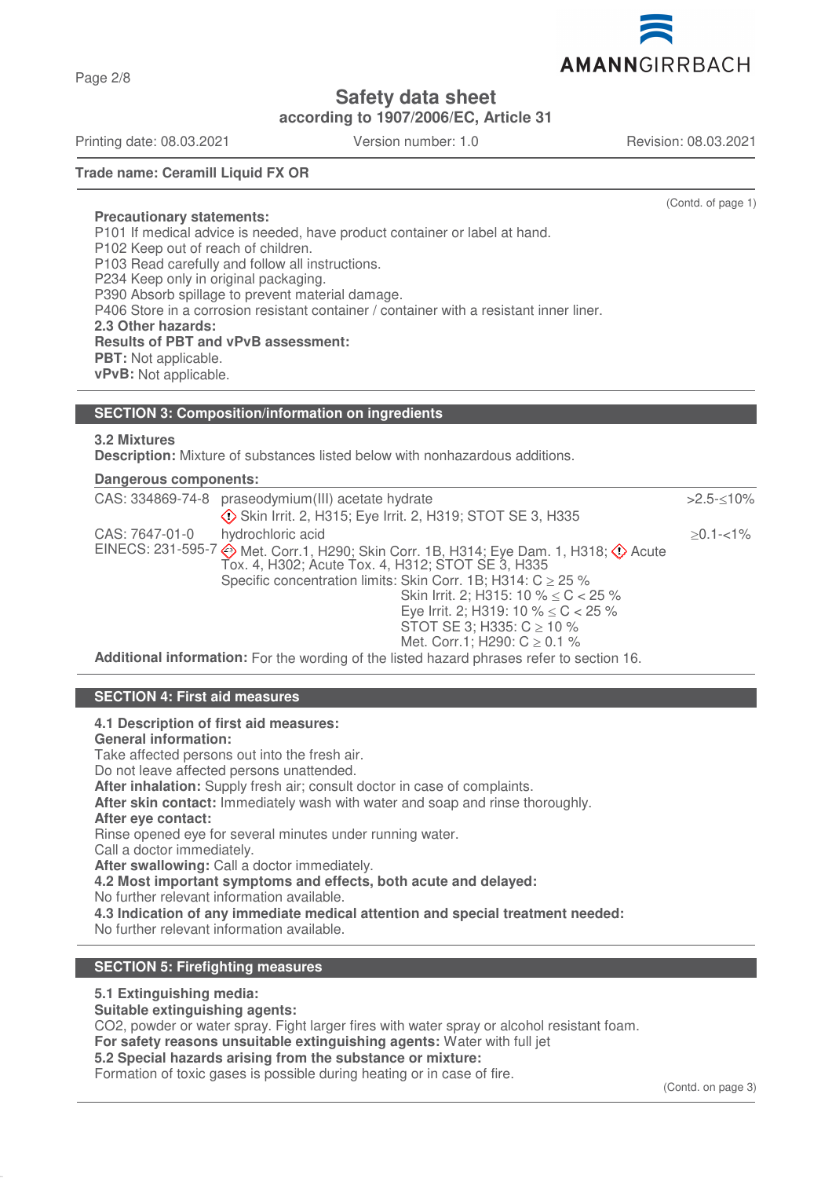(Contd. of page 1)

**Precautionary statements:**
P101 If medical advice is needed, have product container or label at hand.
P102 Keep out of reach of children.
P103 Read carefully and follow all instructions.
P234 Keep only in original packaging.
P390 Absorb spillage to prevent material damage.
P406 Store in a corrosion resistant container / container with a resistant inner liner.

**2.3 Other hazards:**
**Results of PBT and vPvB assessment:**
**PBT:** Not applicable.
**vPvB:** Not applicable.

## SECTION 3: Composition/information on ingredients

**3.2 Mixtures**
**Description:** Mixture of substances listed below with nonhazardous additions.

**Dangerous components:**

| | | |
|---|---|---|
| CAS: 334869-74-8 | praseodymium(III) acetate hydrate<br>Skin Irrit. 2, H315; Eye Irrit. 2, H319; STOT SE 3, H335 | >2.5-≤10% |
| CAS: 7647-01-0<br>EINECS: 231-595-7 | hydrochloric acid<br>Met. Corr.1, H290; Skin Corr. 1B, H314; Eye Dam. 1, H318; Acute Tox. 4, H302; Acute Tox. 4, H312; STOT SE 3, H335<br>Specific concentration limits: Skin Corr. 1B; H314: C ≥ 25 %<br>Skin Irrit. 2; H315: 10 % ≤ C < 25 %<br>Eye Irrit. 2; H319: 10 % ≤ C < 25 %<br>STOT SE 3; H335: C ≥ 10 %<br>Met. Corr.1; H290: C ≥ 0.1 % | ≥0.1-<1% |

**Additional information:** For the wording of the listed hazard phrases refer to section 16.

## SECTION 4: First aid measures

**4.1 Description of first aid measures:**
**General information:**
Take affected persons out into the fresh air.
Do not leave affected persons unattended.
**After inhalation:** Supply fresh air; consult doctor in case of complaints.
**After skin contact:** Immediately wash with water and soap and rinse thoroughly.
**After eye contact:**
Rinse opened eye for several minutes under running water.
Call a doctor immediately.
**After swallowing:** Call a doctor immediately.
**4.2 Most important symptoms and effects, both acute and delayed:**
No further relevant information available.
**4.3 Indication of any immediate medical attention and special treatment needed:**
No further relevant information available.

## SECTION 5: Firefighting measures

**5.1 Extinguishing media:**
**Suitable extinguishing agents:**
CO2, powder or water spray. Fight larger fires with water spray or alcohol resistant foam.
**For safety reasons unsuitable extinguishing agents:** Water with full jet
**5.2 Special hazards arising from the substance or mixture:**
Formation of toxic gases is possible during heating or in case of fire.

(Contd. on page 3)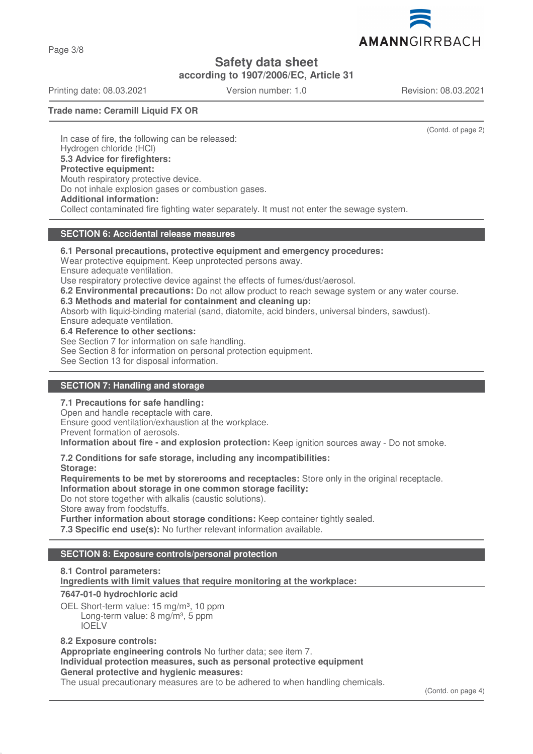Trade name: Ceramill Liquid FX OR

(Contd. of page 2)

In case of fire, the following can be released:
Hydrogen chloride (HCl)

**5.3 Advice for firefighters:**

**Protective equipment:**

Mouth respiratory protective device.
Do not inhale explosion gases or combustion gases.

**Additional information:**

Collect contaminated fire fighting water separately. It must not enter the sewage system.

## SECTION 6: Accidental release measures

**6.1 Personal precautions, protective equipment and emergency procedures:**

Wear protective equipment. Keep unprotected persons away.
Ensure adequate ventilation.
Use respiratory protective device against the effects of fumes/dust/aerosol.

**6.2 Environmental precautions:** Do not allow product to reach sewage system or any water course.

**6.3 Methods and material for containment and cleaning up:**

Absorb with liquid-binding material (sand, diatomite, acid binders, universal binders, sawdust).
Ensure adequate ventilation.

**6.4 Reference to other sections:**

See Section 7 for information on safe handling.
See Section 8 for information on personal protection equipment.
See Section 13 for disposal information.

## SECTION 7: Handling and storage

**7.1 Precautions for safe handling:**

Open and handle receptacle with care.
Ensure good ventilation/exhaustion at the workplace.
Prevent formation of aerosols.

**Information about fire - and explosion protection:** Keep ignition sources away - Do not smoke.

**7.2 Conditions for safe storage, including any incompatibilities:**

**Storage:**

**Requirements to be met by storerooms and receptacles:** Store only in the original receptacle.

**Information about storage in one common storage facility:**

Do not store together with alkalis (caustic solutions).
Store away from foodstuffs.

**Further information about storage conditions:** Keep container tightly sealed.

**7.3 Specific end use(s):** No further relevant information available.

## SECTION 8: Exposure controls/personal protection

**8.1 Control parameters:**

**Ingredients with limit values that require monitoring at the workplace:**

**7647-01-0 hydrochloric acid**

OEL Short-term value: 15 mg/m³, 10 ppm
Long-term value: 8 mg/m³, 5 ppm
IOELV

**8.2 Exposure controls:**

**Appropriate engineering controls** No further data; see item 7.

**Individual protection measures, such as personal protective equipment**

**General protective and hygienic measures:**

The usual precautionary measures are to be adhered to when handling chemicals.

(Contd. on page 4)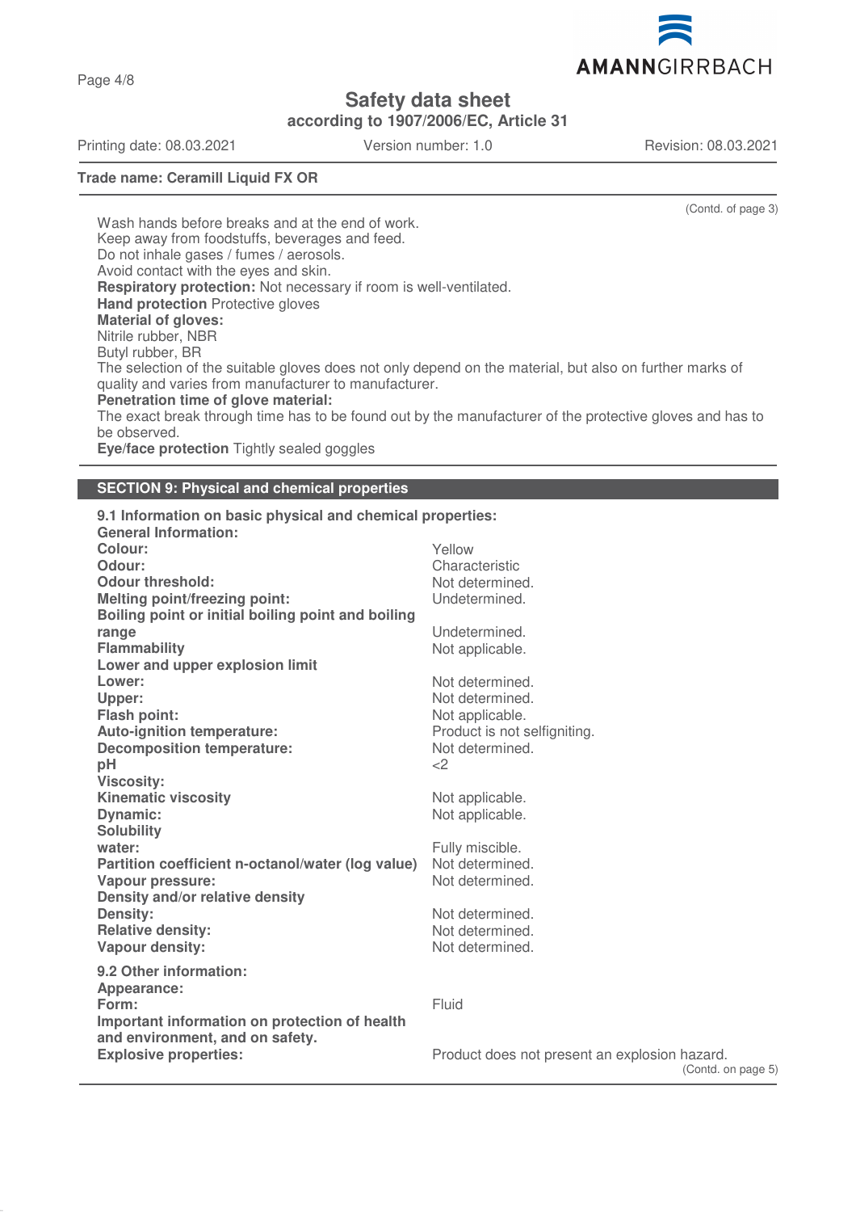**Trade name: Ceramill Liquid FX OR**

(Contd. of page 3)

Wash hands before breaks and at the end of work.
Keep away from foodstuffs, beverages and feed.
Do not inhale gases / fumes / aerosols.
Avoid contact with the eyes and skin.

**Respiratory protection:** Not necessary if room is well-ventilated.

**Hand protection** Protective gloves

**Material of gloves:**
Nitrile rubber, NBR
Butyl rubber, BR
The selection of the suitable gloves does not only depend on the material, but also on further marks of quality and varies from manufacturer to manufacturer.

**Penetration time of glove material:**
The exact break through time has to be found out by the manufacturer of the protective gloves and has to be observed.

**Eye/face protection** Tightly sealed goggles

## SECTION 9: Physical and chemical properties

**9.1 Information on basic physical and chemical properties:**

**General Information:**

| | |
|---|---|
| **Colour:** | Yellow |
| **Odour:** | Characteristic |
| **Odour threshold:** | Not determined. |
| **Melting point/freezing point:** | Undetermined. |
| **Boiling point or initial boiling point and boiling range** | Undetermined. |
| **Flammability** | Not applicable. |
| **Lower and upper explosion limit** | |
| **Lower:** | Not determined. |
| **Upper:** | Not determined. |
| **Flash point:** | Not applicable. |
| **Auto-ignition temperature:** | Product is not selfigniting. |
| **Decomposition temperature:** | Not determined. |
| **pH** | <2 |
| **Viscosity:** | |
| **Kinematic viscosity** | Not applicable. |
| **Dynamic:** | Not applicable. |
| **Solubility** | |
| **water:** | Fully miscible. |
| **Partition coefficient n-octanol/water (log value)** | Not determined. |
| **Vapour pressure:** | Not determined. |
| **Density and/or relative density** | |
| **Density:** | Not determined. |
| **Relative density:** | Not determined. |
| **Vapour density:** | Not determined. |

**9.2 Other information:**

| | |
|---|---|
| **Appearance:** | |
| **Form:** | Fluid |
| **Important information on protection of health and environment, and on safety.** | |
| **Explosive properties:** | Product does not present an explosion hazard. |

(Contd. on page 5)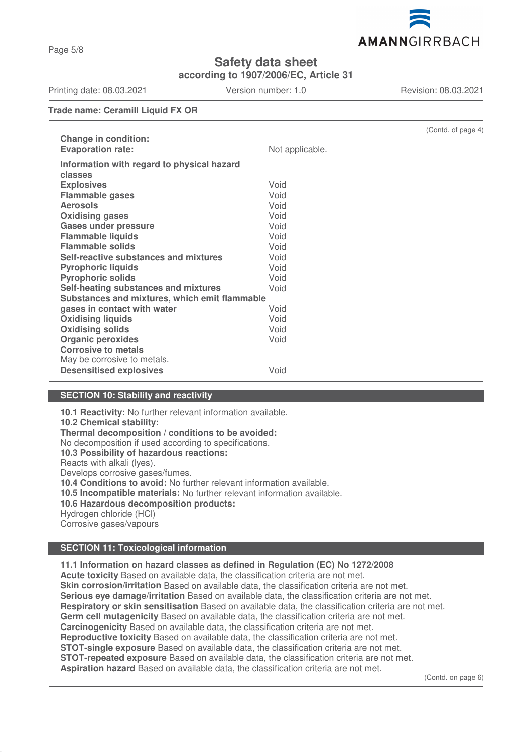**Trade name: Ceramill Liquid FX OR**

(Contd. of page 4)

| | |
|---|---|
| **Change in condition:** | |
| **Evaporation rate:** | Not applicable. |
| **Information with regard to physical hazard classes** | |
| **Explosives** | Void |
| **Flammable gases** | Void |
| **Aerosols** | Void |
| **Oxidising gases** | Void |
| **Gases under pressure** | Void |
| **Flammable liquids** | Void |
| **Flammable solids** | Void |
| **Self-reactive substances and mixtures** | Void |
| **Pyrophoric liquids** | Void |
| **Pyrophoric solids** | Void |
| **Self-heating substances and mixtures** | Void |
| **Substances and mixtures, which emit flammable gases in contact with water** | Void |
| **Oxidising liquids** | Void |
| **Oxidising solids** | Void |
| **Organic peroxides** | Void |
| **Corrosive to metals** May be corrosive to metals. | |
| **Desensitised explosives** | Void |

## SECTION 10: Stability and reactivity

**10.1 Reactivity:** No further relevant information available.
**10.2 Chemical stability:**
**Thermal decomposition / conditions to be avoided:**
No decomposition if used according to specifications.
**10.3 Possibility of hazardous reactions:**
Reacts with alkali (lyes).
Develops corrosive gases/fumes.
**10.4 Conditions to avoid:** No further relevant information available.
**10.5 Incompatible materials:** No further relevant information available.
**10.6 Hazardous decomposition products:**
Hydrogen chloride (HCl)
Corrosive gases/vapours

## SECTION 11: Toxicological information

**11.1 Information on hazard classes as defined in Regulation (EC) No 1272/2008**
**Acute toxicity** Based on available data, the classification criteria are not met.
**Skin corrosion/irritation** Based on available data, the classification criteria are not met.
**Serious eye damage/irritation** Based on available data, the classification criteria are not met.
**Respiratory or skin sensitisation** Based on available data, the classification criteria are not met.
**Germ cell mutagenicity** Based on available data, the classification criteria are not met.
**Carcinogenicity** Based on available data, the classification criteria are not met.
**Reproductive toxicity** Based on available data, the classification criteria are not met.
**STOT-single exposure** Based on available data, the classification criteria are not met.
**STOT-repeated exposure** Based on available data, the classification criteria are not met.
**Aspiration hazard** Based on available data, the classification criteria are not met.

(Contd. on page 6)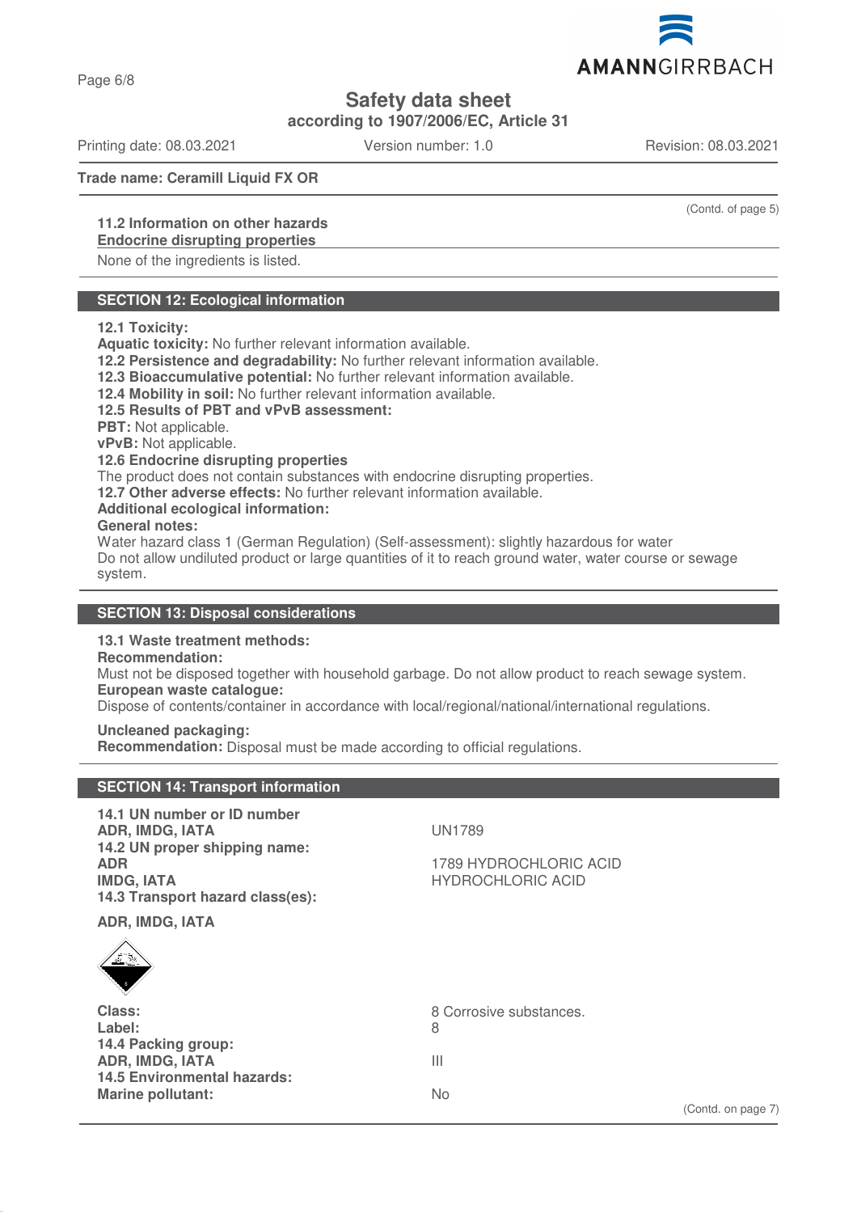Safety data sheet

according to 1907/2006/EC, Article 31

Printing date: 08.03.2021 Version number: 1.0 Revision: 08.03.2021

**Trade name: Ceramill Liquid FX OR**

(Contd. of page 5)

**11.2 Information on other hazards**

**Endocrine disrupting properties**

None of the ingredients is listed.

## SECTION 12: Ecological information

**12.1 Toxicity:**

**Aquatic toxicity:** No further relevant information available.

**12.2 Persistence and degradability:** No further relevant information available.

**12.3 Bioaccumulative potential:** No further relevant information available.

**12.4 Mobility in soil:** No further relevant information available.

**12.5 Results of PBT and vPvB assessment:**

**PBT:** Not applicable.

**vPvB:** Not applicable.

**12.6 Endocrine disrupting properties**

The product does not contain substances with endocrine disrupting properties.

**12.7 Other adverse effects:** No further relevant information available.

**Additional ecological information:**

**General notes:**

Water hazard class 1 (German Regulation) (Self-assessment): slightly hazardous for water

Do not allow undiluted product or large quantities of it to reach ground water, water course or sewage system.

## SECTION 13: Disposal considerations

**13.1 Waste treatment methods:**

**Recommendation:**

Must not be disposed together with household garbage. Do not allow product to reach sewage system.

**European waste catalogue:**

Dispose of contents/container in accordance with local/regional/national/international regulations.

**Uncleaned packaging:**

**Recommendation:** Disposal must be made according to official regulations.

## SECTION 14: Transport information

| | |
|---|---|
| **14.1 UN number or ID number** | |
| **ADR, IMDG, IATA** | UN1789 |
| **14.2 UN proper shipping name:** | |
| **ADR** | 1789 HYDROCHLORIC ACID |
| **IMDG, IATA** | HYDROCHLORIC ACID |
| **14.3 Transport hazard class(es):** | |
| **ADR, IMDG, IATA** | |
| **Class:** | 8 Corrosive substances. |
| **Label:** | 8 |
| **14.4 Packing group:** | |
| **ADR, IMDG, IATA** | III |
| **14.5 Environmental hazards:** | |
| **Marine pollutant:** | No |

(Contd. on page 7)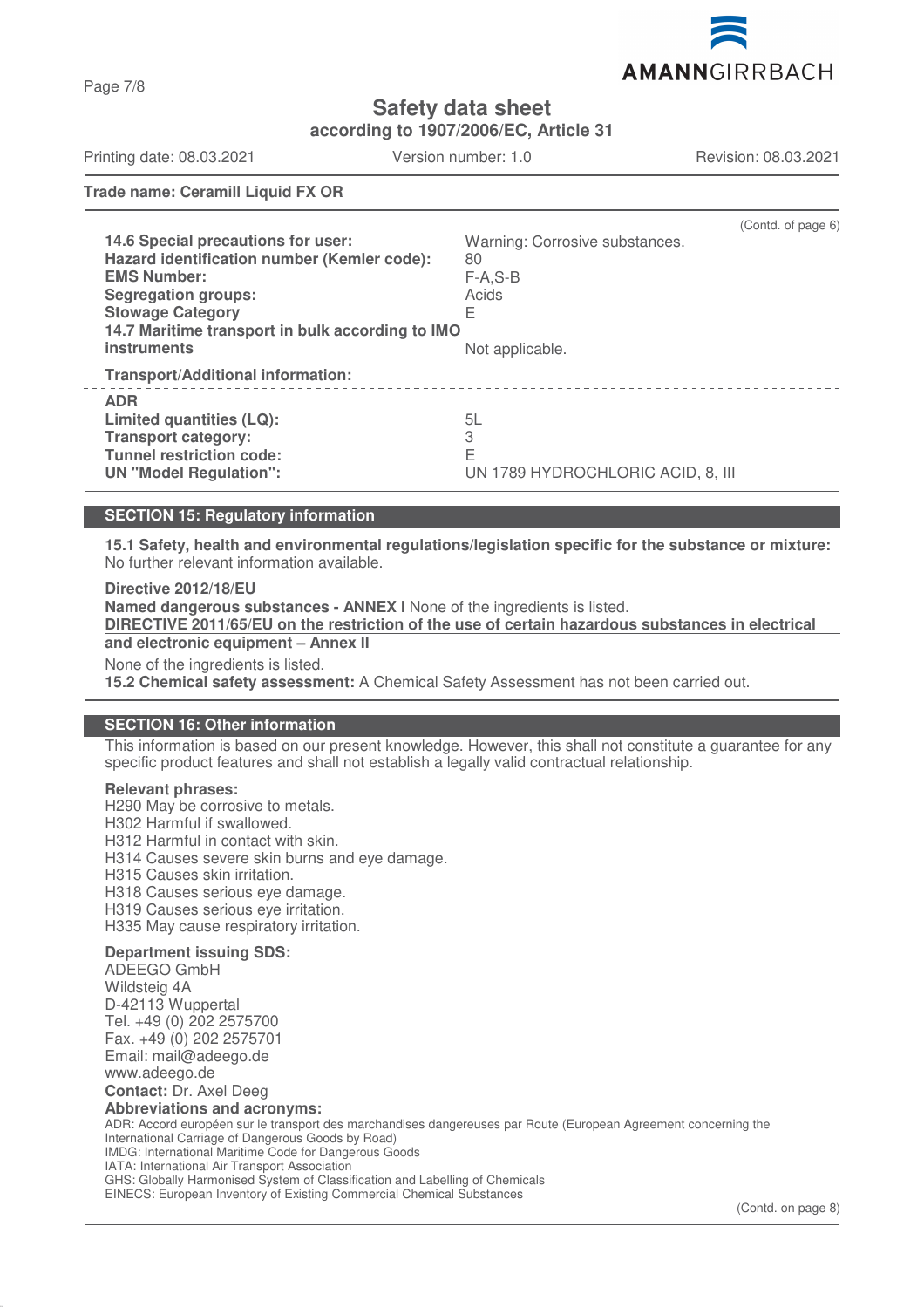Trade name: Ceramill Liquid FX OR

(Contd. of page 6)

| | |
|---|---|
| **14.6 Special precautions for user:** | Warning: Corrosive substances. |
| **Hazard identification number (Kemler code):** | 80 |
| **EMS Number:** | F-A,S-B |
| **Segregation groups:** | Acids |
| **Stowage Category** | E |
| **14.7 Maritime transport in bulk according to IMO instruments** | Not applicable. |

**Transport/Additional information:**

| | |
|---|---|
| **ADR** | |
| **Limited quantities (LQ):** | 5L |
| **Transport category:** | 3 |
| **Tunnel restriction code:** | E |
| **UN "Model Regulation":** | UN 1789 HYDROCHLORIC ACID, 8, III |

## SECTION 15: Regulatory information

**15.1 Safety, health and environmental regulations/legislation specific for the substance or mixture:** No further relevant information available.

**Directive 2012/18/EU**

**Named dangerous substances - ANNEX I** None of the ingredients is listed.

**DIRECTIVE 2011/65/EU on the restriction of the use of certain hazardous substances in electrical and electronic equipment – Annex II**

None of the ingredients is listed.

**15.2 Chemical safety assessment:** A Chemical Safety Assessment has not been carried out.

## SECTION 16: Other information

This information is based on our present knowledge. However, this shall not constitute a guarantee for any specific product features and shall not establish a legally valid contractual relationship.

**Relevant phrases:**

H290 May be corrosive to metals.
H302 Harmful if swallowed.
H312 Harmful in contact with skin.
H314 Causes severe skin burns and eye damage.
H315 Causes skin irritation.
H318 Causes serious eye damage.
H319 Causes serious eye irritation.
H335 May cause respiratory irritation.

**Department issuing SDS:**

ADEEGO GmbH
Wildsteig 4A
D-42113 Wuppertal
Tel. +49 (0) 202 2575700
Fax. +49 (0) 202 2575701
Email: mail@adeego.de
www.adeego.de

**Contact:** Dr. Axel Deeg

**Abbreviations and acronyms:**

ADR: Accord européen sur le transport des marchandises dangereuses par Route (European Agreement concerning the International Carriage of Dangerous Goods by Road)
IMDG: International Maritime Code for Dangerous Goods
IATA: International Air Transport Association
GHS: Globally Harmonised System of Classification and Labelling of Chemicals
EINECS: European Inventory of Existing Commercial Chemical Substances

(Contd. on page 8)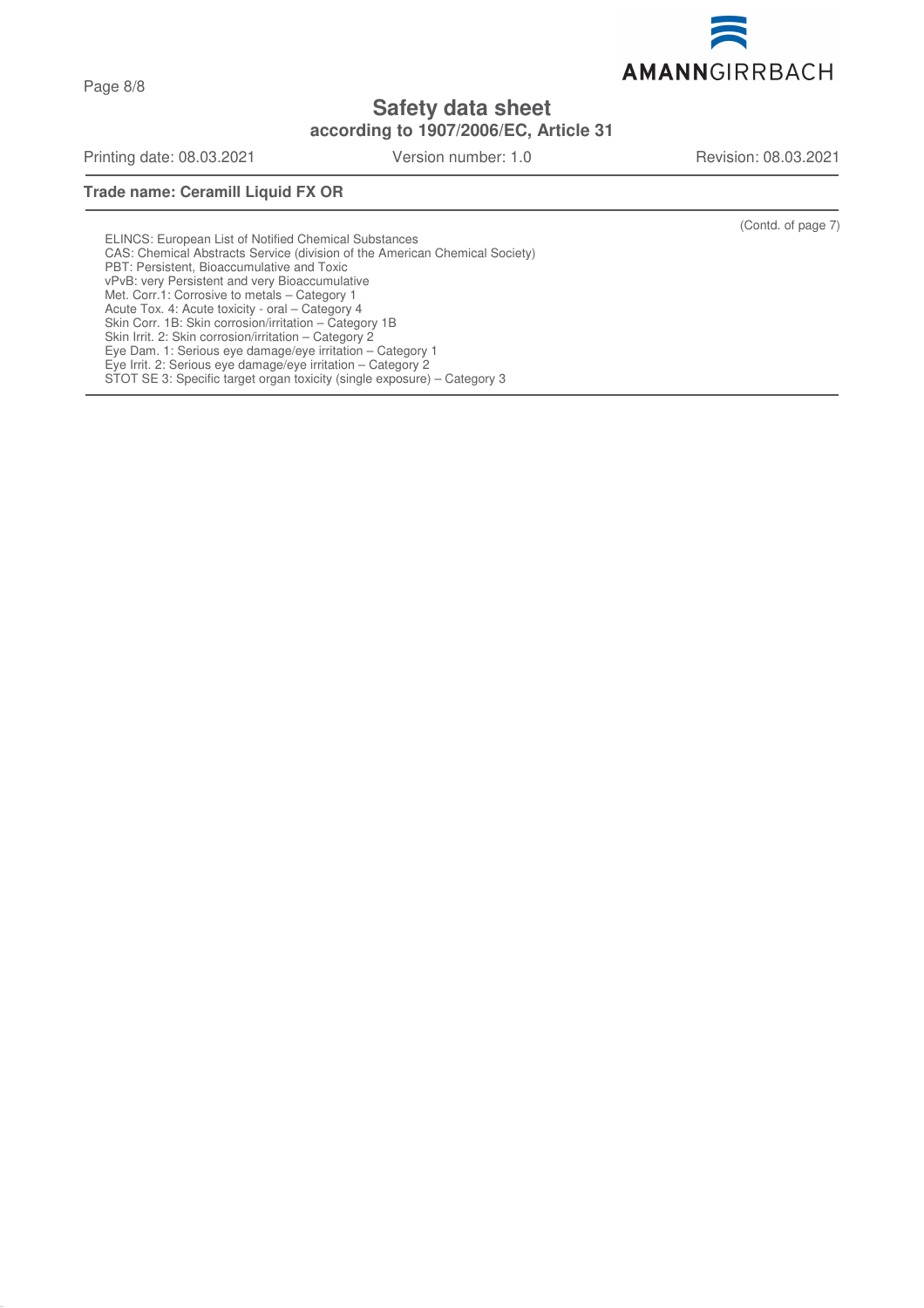(Contd. of page 7)

ELINCS: European List of Notified Chemical Substances
CAS: Chemical Abstracts Service (division of the American Chemical Society)
PBT: Persistent, Bioaccumulative and Toxic
vPvB: very Persistent and very Bioaccumulative
Met. Corr.1: Corrosive to metals – Category 1
Acute Tox. 4: Acute toxicity - oral – Category 4
Skin Corr. 1B: Skin corrosion/irritation – Category 1B
Skin Irrit. 2: Skin corrosion/irritation – Category 2
Eye Dam. 1: Serious eye damage/eye irritation – Category 1
Eye Irrit. 2: Serious eye damage/eye irritation – Category 2
STOT SE 3: Specific target organ toxicity (single exposure) – Category 3